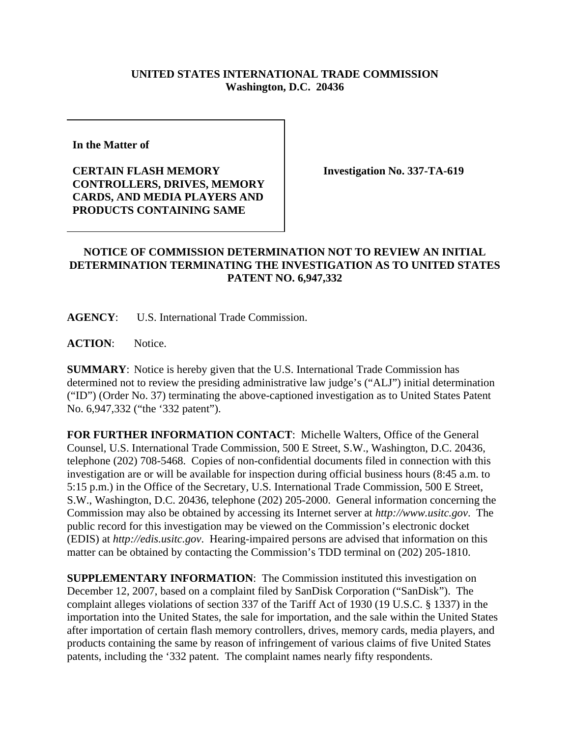**UNITED STATES INTERNATIONAL TRADE COMMISSION**
**Washington, D.C. 20436**

| | |
|---|---|
| **In the Matter of**<br><br>**CERTAIN FLASH MEMORY CONTROLLERS, DRIVES, MEMORY CARDS, AND MEDIA PLAYERS AND PRODUCTS CONTAINING SAME** | **Investigation No. 337-TA-619** |

## NOTICE OF COMMISSION DETERMINATION NOT TO REVIEW AN INITIAL DETERMINATION TERMINATING THE INVESTIGATION AS TO UNITED STATES PATENT NO. 6,947,332

**AGENCY**: U.S. International Trade Commission.

**ACTION**: Notice.

**SUMMARY**: Notice is hereby given that the U.S. International Trade Commission has determined not to review the presiding administrative law judge's ("ALJ") initial determination ("ID") (Order No. 37) terminating the above-captioned investigation as to United States Patent No. 6,947,332 ("the '332 patent").

**FOR FURTHER INFORMATION CONTACT**: Michelle Walters, Office of the General Counsel, U.S. International Trade Commission, 500 E Street, S.W., Washington, D.C. 20436, telephone (202) 708-5468. Copies of non-confidential documents filed in connection with this investigation are or will be available for inspection during official business hours (8:45 a.m. to 5:15 p.m.) in the Office of the Secretary, U.S. International Trade Commission, 500 E Street, S.W., Washington, D.C. 20436, telephone (202) 205-2000. General information concerning the Commission may also be obtained by accessing its Internet server at *http://www.usitc.gov*. The public record for this investigation may be viewed on the Commission's electronic docket (EDIS) at *http://edis.usitc.gov*. Hearing-impaired persons are advised that information on this matter can be obtained by contacting the Commission's TDD terminal on (202) 205-1810.

**SUPPLEMENTARY INFORMATION**: The Commission instituted this investigation on December 12, 2007, based on a complaint filed by SanDisk Corporation ("SanDisk"). The complaint alleges violations of section 337 of the Tariff Act of 1930 (19 U.S.C. § 1337) in the importation into the United States, the sale for importation, and the sale within the United States after importation of certain flash memory controllers, drives, memory cards, media players, and products containing the same by reason of infringement of various claims of five United States patents, including the '332 patent. The complaint names nearly fifty respondents.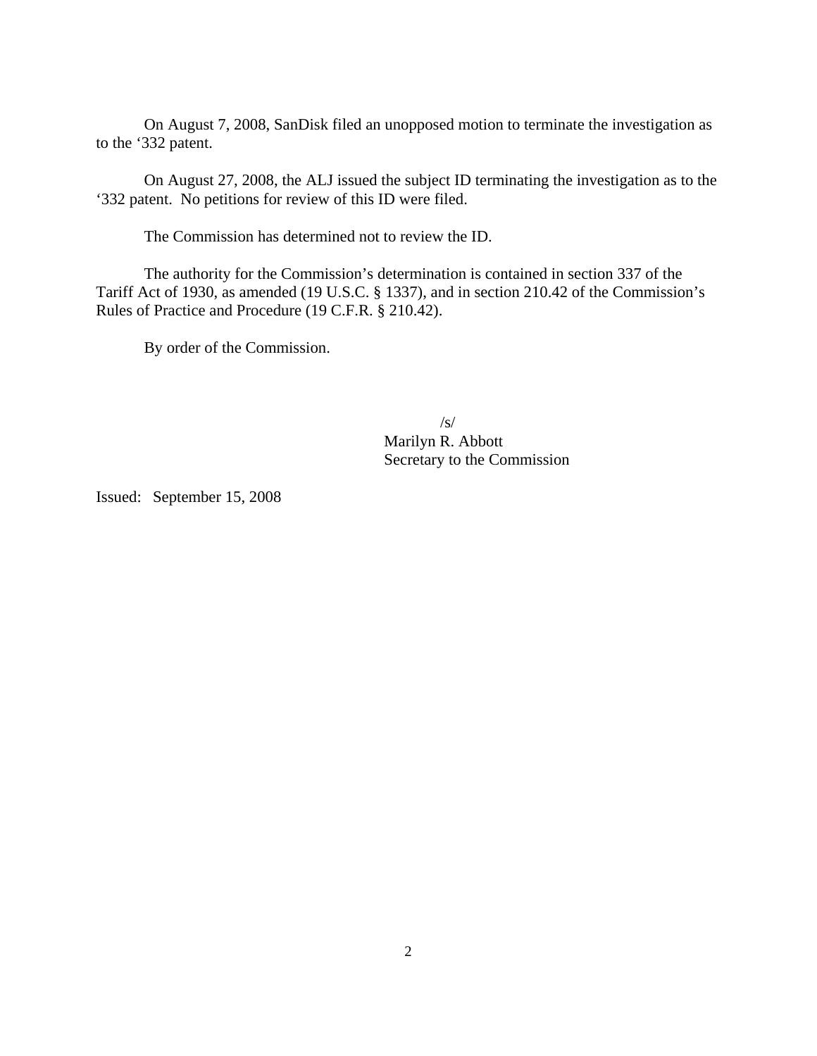On August 7, 2008, SanDisk filed an unopposed motion to terminate the investigation as to the ‘332 patent.

On August 27, 2008, the ALJ issued the subject ID terminating the investigation as to the ‘332 patent. No petitions for review of this ID were filed.

The Commission has determined not to review the ID.

The authority for the Commission’s determination is contained in section 337 of the Tariff Act of 1930, as amended (19 U.S.C. § 1337), and in section 210.42 of the Commission’s Rules of Practice and Procedure (19 C.F.R. § 210.42).

By order of the Commission.

/s/
Marilyn R. Abbott
Secretary to the Commission

Issued: September 15, 2008